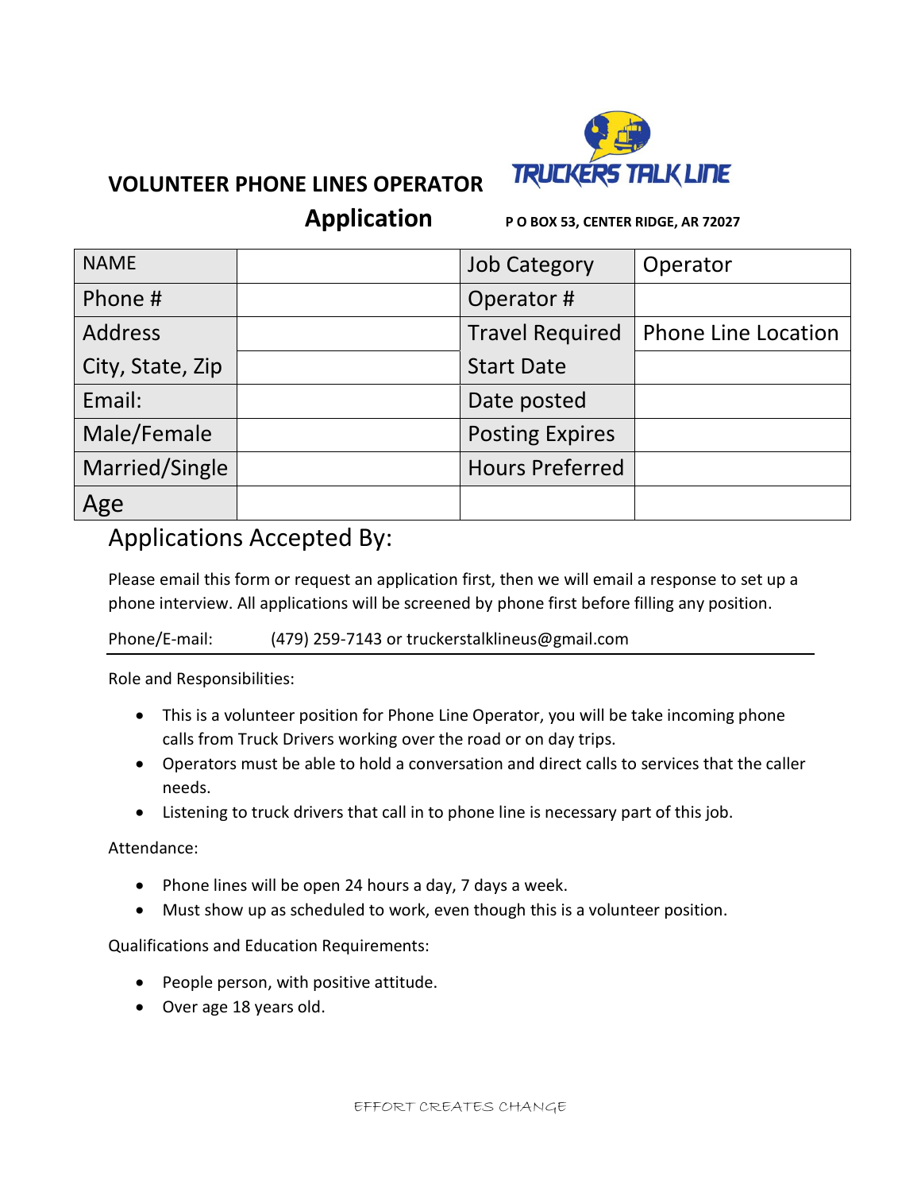# VOLUNTEER PHONE LINES OPERATOR

TRUCKERS TALK LINE

## Application

**P O BOX 53, CENTER RIDGE, AR 72027**

| NAME | | Job Category | Operator |
|---|---|---|---|
| Phone # | | Operator # | |
| Address | | Travel Required | Phone Line Location |
| City, State, Zip | | Start Date | |
| Email: | | Date posted | |
| Male/Female | | Posting Expires | |
| Married/Single | | Hours Preferred | |
| Age | | | |

## Applications Accepted By:

Please email this form or request an application first, then we will email a response to set up a phone interview. All applications will be screened by phone first before filling any position.

Phone/E-mail: (479) 259-7143 or truckerstalklineus@gmail.com

Role and Responsibilities:

- This is a volunteer position for Phone Line Operator, you will be take incoming phone calls from Truck Drivers working over the road or on day trips.
- Operators must be able to hold a conversation and direct calls to services that the caller needs.
- Listening to truck drivers that call in to phone line is necessary part of this job.

Attendance:

- Phone lines will be open 24 hours a day, 7 days a week.
- Must show up as scheduled to work, even though this is a volunteer position.

Qualifications and Education Requirements:

- People person, with positive attitude.
- Over age 18 years old.

EFFORT CREATES CHANGE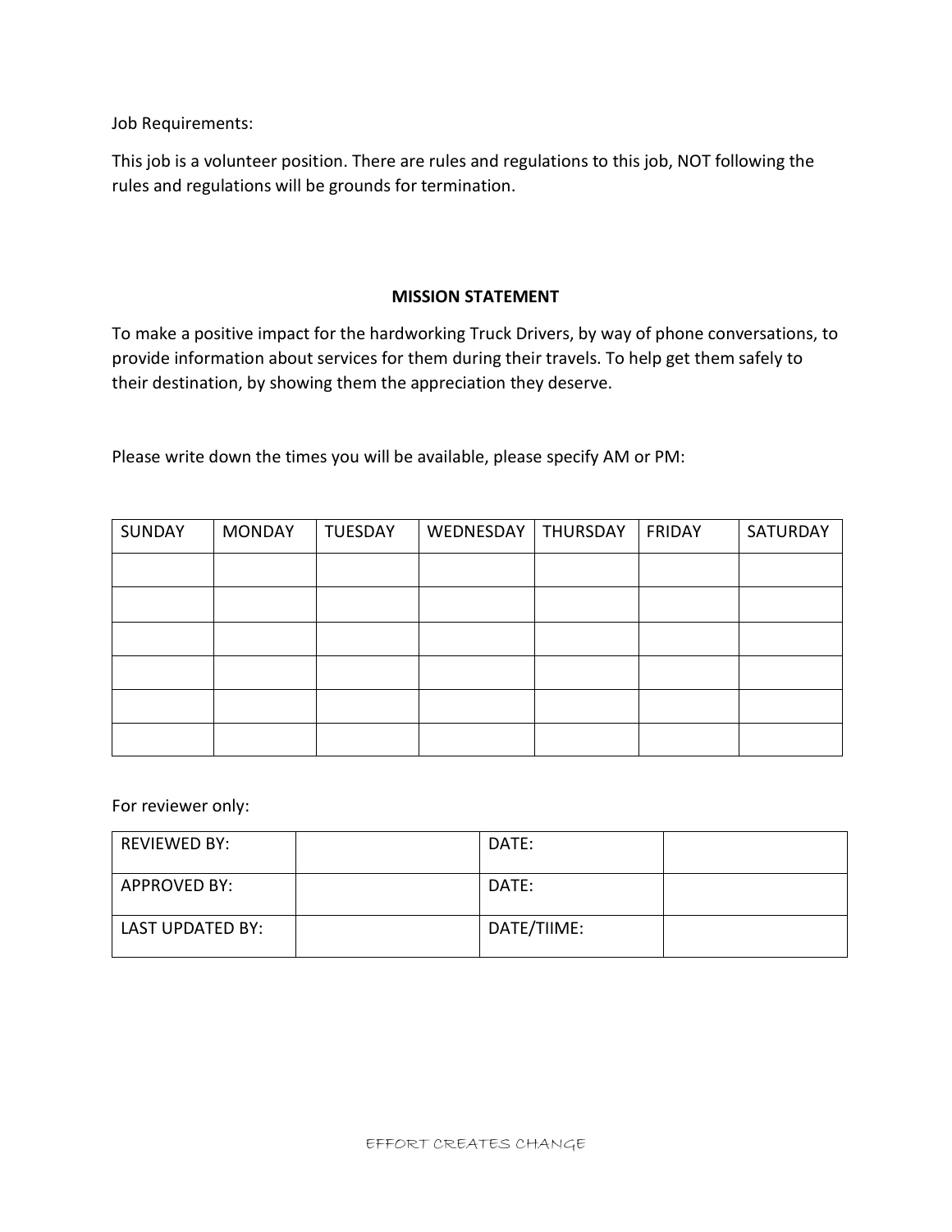Job Requirements:

This job is a volunteer position. There are rules and regulations to this job, NOT following the rules and regulations will be grounds for termination.

**MISSION STATEMENT**

To make a positive impact for the hardworking Truck Drivers, by way of phone conversations, to provide information about services for them during their travels. To help get them safely to their destination, by showing them the appreciation they deserve.

Please write down the times you will be available, please specify AM or PM:

| SUNDAY | MONDAY | TUESDAY | WEDNESDAY | THURSDAY | FRIDAY | SATURDAY |
|---|---|---|---|---|---|---|
| | | | | | | |
| | | | | | | |
| | | | | | | |
| | | | | | | |
| | | | | | | |
| | | | | | | |

For reviewer only:

| | | | |
|---|---|---|---|
| REVIEWED BY: | | DATE: | |
| APPROVED BY: | | DATE: | |
| LAST UPDATED BY: | | DATE/TIIME: | |

EFFORT CREATES CHANGE